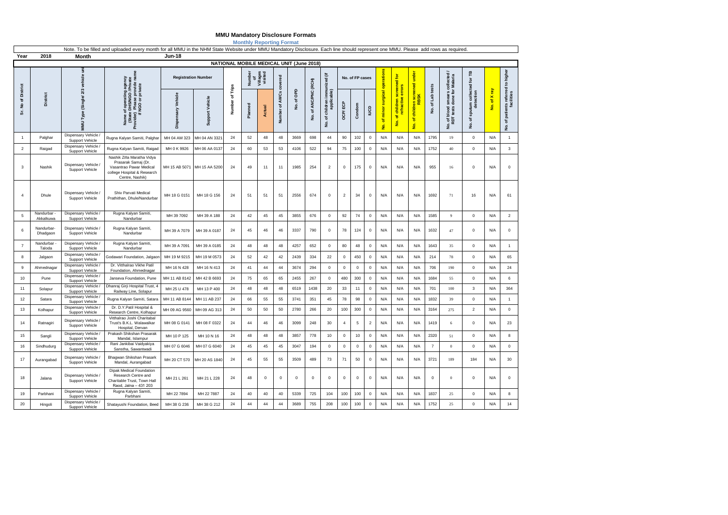# MMU Mandatory Disclosure Formats

**Monthly Reporting Format**

Note. To be filled and uploaded every month for all MMU in the NHM State Website under MMU Mandatory Disclosure. Each line should represent one MMU. Please add rows as required.

| Year | 2018 | Month | Jun-18 |
|---|---|---|---|

**NATIONAL MOBILE MEDICAL UNIT (June 2018)**

| Sr. No of District | District | MMU Type (Single/ 2/3 vehicle unit) | Name of operating agency (State DHS/NGO / Private Provider) Please provide name if NGO or private | Registration Number | | Number of Trips | Number of Villages visited | | Number of AWCs covered | No. of OPD | No. of ANC/PNC (RCH) | No. of children immunized (if applicable) | No. of FP cases | | | No. of minor surgical operations | No. of children screened for refractive errors | No. of children screened under RBSK | No. of Lab tests | No. of blood smears collected / RDT tests done for Malaria | No. of sputum collected for TB detection | No. of X ray | No. of patients referred to higher facilities |
|---|---|---|---|---|---|---|---|---|---|---|---|---|---|---|---|---|---|---|---|---|---|---|---|
| | | | | Dispensary Vehicle | Support Vehicle | | Planned | Actual | | | | | OCP/ ECP | Condom | IUCD | | | | | | | | |
| 1 | Palghar | Dispensary Vehicle / Support Vehicle | Rugna Kalyan Samiti, Palghar | MH 04 AM 323 | MH 04 AN 3321 | 24 | 52 | 48 | 48 | 3669 | 698 | 44 | 90 | 102 | 0 | N/A | N/A | N/A | 1795 | 19 | 0 | N/A | 1 |
| 2 | Raigad | Dispensary Vehicle / Support Vehicle | Rugna Kalyan Samiti, Raigad | MH 0 K 9926 | MH 06 AA 0137 | 24 | 60 | 53 | 53 | 4106 | 522 | 94 | 75 | 100 | 0 | N/A | N/A | N/A | 1752 | 40 | 0 | N/A | 3 |
| 3 | Nashik | Dispensary Vehicle / Support Vehicle | Nashik Zilla Maratha Vidya Prasarak Samaj (Dr. Vasantrao Pawar Medical college Hospital & Research Centre, Nashik) | MH 15 AB 5071 | MH 15 AA 5200 | 24 | 49 | 11 | 11 | 1985 | 254 | 2 | 0 | 175 | 0 | N/A | N/A | N/A | 955 | 16 | 0 | N/A | 0 |
| 4 | Dhule | Dispensary Vehicle / Support Vehicle | Shiv Parvati Medical Prathithan, Dhule/Nandurbar | MH 18 G 0151 | MH 18 G 156 | 24 | 51 | 51 | 51 | 2556 | 674 | 0 | 2 | 34 | 0 | N/A | N/A | N/A | 1692 | 71 | 16 | N/A | 61 |
| 5 | Nandurbar - Akkalkuwa | Dispensary Vehicle / Support Vehicle | Rugna Kalyan Samiti, Nandurbar | MH 39 7092 | MH 39 A 188 | 24 | 42 | 45 | 45 | 3855 | 676 | 0 | 92 | 74 | 0 | N/A | N/A | N/A | 1585 | 9 | 0 | N/A | 2 |
| 6 | Nandurbar- Dhadgaon | Dispensary Vehicle / Support Vehicle | Rugna Kalyan Samiti, Nandurbar | MH 39 A 7079 | MH 39 A 0187 | 24 | 45 | 46 | 46 | 3337 | 790 | 0 | 78 | 124 | 0 | N/A | N/A | N/A | 1632 | 47 | 0 | N/A | 0 |
| 7 | Nandurbar - Taloda | Dispensary Vehicle / Support Vehicle | Rugna Kalyan Samiti, Nandurbar | MH 39 A 7091 | MH 39 A 0185 | 24 | 48 | 48 | 48 | 4257 | 652 | 0 | 80 | 48 | 0 | N/A | N/A | N/A | 1643 | 35 | 0 | N/A | 1 |
| 8 | Jalgaon | Dispensary Vehicle / Support Vehicle | Godawari Foundation, Jalgaon | MH 19 M 9215 | MH 19 M 0573 | 24 | 52 | 42 | 42 | 2439 | 334 | 22 | 0 | 450 | 0 | N/A | N/A | N/A | 214 | 78 | 0 | N/A | 65 |
| 9 | Ahmednagar | Dispensary Vehicle / Support Vehicle | Dr. Vitthalrao Vikhe Patil Foundation, Ahmednagar | MH 16 N 428 | MH 16 N 413 | 24 | 41 | 44 | 44 | 3674 | 294 | 0 | 0 | 0 | 0 | N/A | N/A | N/A | 706 | 190 | 0 | N/A | 24 |
| 10 | Pune | Dispensary Vehicle / Support Vehicle | Janseva Foundation, Pune | MH 11 AB 8142 | MH 42 B 6693 | 24 | 75 | 65 | 65 | 2455 | 267 | 0 | 480 | 300 | 0 | N/A | N/A | N/A | 1684 | 55 | 0 | N/A | 6 |
| 11 | Solapur | Dispensary Vehicle / Support Vehicle | Dhanraj Girji Hospital Trust, 4 Railway Line, Solapur | MH 25 U 478 | MH 13 P 400 | 24 | 48 | 48 | 48 | 6519 | 1438 | 20 | 33 | 11 | 0 | N/A | N/A | N/A | 701 | 100 | 3 | N/A | 364 |
| 12 | Satara | Dispensary Vehicle / Support Vehicle | Rugna Kalyan Samiti, Satara | MH 11 AB 8144 | MH 11 AB 237 | 24 | 66 | 55 | 55 | 3741 | 351 | 45 | 78 | 98 | 0 | N/A | N/A | N/A | 1832 | 39 | 0 | N/A | 1 |
| 13 | Kolhapur | Dispensary Vehicle / Support Vehicle | Dr. D.Y.Patil Hospital & Research Centre, Kolhapur | MH 09 AG 9560 | MH 09 AG 313 | 24 | 50 | 50 | 50 | 2780 | 266 | 20 | 100 | 300 | 0 | N/A | N/A | N/A | 3164 | 275 | 2 | N/A | 0 |
| 14 | Ratnagiri | Dispensary Vehicle / Support Vehicle | Vitthalrao Joshi Charitabal Trust's B.K.L. Walawalkar Hospital, Dervan | MH 08 G 0141 | MH 08 F 0322 | 24 | 44 | 46 | 46 | 3099 | 248 | 30 | 4 | 5 | 2 | N/A | N/A | N/A | 1419 | 6 | 0 | N/A | 23 |
| 15 | Sangli | Dispensary Vehicle / Support Vehicle | Prakash Shikshan Prasarak Mandal, Islampur | MH 10 P 125 | MH 10 N 16 | 24 | 48 | 48 | 48 | 3857 | 778 | 10 | 0 | 10 | 0 | N/A | N/A | N/A | 2320 | 51 | 0 | N/A | 8 |
| 16 | Sindhudurg | Dispensary Vehicle / Support Vehicle | Rani Jankibai Vaidyakiya Sanstha, Sawantwadi | MH 07 G 6046 | MH 07 G 6040 | 24 | 45 | 45 | 45 | 3047 | 194 | 0 | 0 | 0 | 0 | N/A | N/A | N/A | 7 | 0 | 0 | N/A | 0 |
| 17 | Aurangabad | Dispensary Vehicle / Support Vehicle | Bhagwan Shikshan Prasark Mandal, Aurangabad | MH 20 CT 570 | MH 20 AS 1840 | 24 | 45 | 55 | 55 | 3509 | 489 | 73 | 71 | 50 | 0 | N/A | N/A | N/A | 3721 | 189 | 184 | N/A | 30 |
| 18 | Jalana | Dispensary Vehicle / Support Vehicle | Dipak Medical Foundation Research Centre and Charitable Trust, Town Hall Raod, Jalna – 431 203 | MH 21 L 261 | MH 21 L 228 | 24 | 48 | 0 | 0 | 0 | 0 | 0 | 0 | 0 | 0 | N/A | N/A | N/A | 0 | 0 | 0 | N/A | 0 |
| 19 | Parbhani | Dispensary Vehicle / Support Vehicle | Rugna Kalyan Samiti, Parbhani | MH 22 7894 | MH 22 7887 | 24 | 40 | 40 | 40 | 5339 | 725 | 104 | 100 | 100 | 0 | N/A | N/A | N/A | 1837 | 25 | 0 | N/A | 8 |
| 20 | Hingoli | Dispensary Vehicle / Support Vehicle | Shatayushi Foundation, Beed | MH 38 G 236 | MH 38 G 212 | 24 | 44 | 44 | 44 | 3689 | 755 | 208 | 100 | 100 | 0 | N/A | N/A | N/A | 1752 | 25 | 0 | N/A | 14 |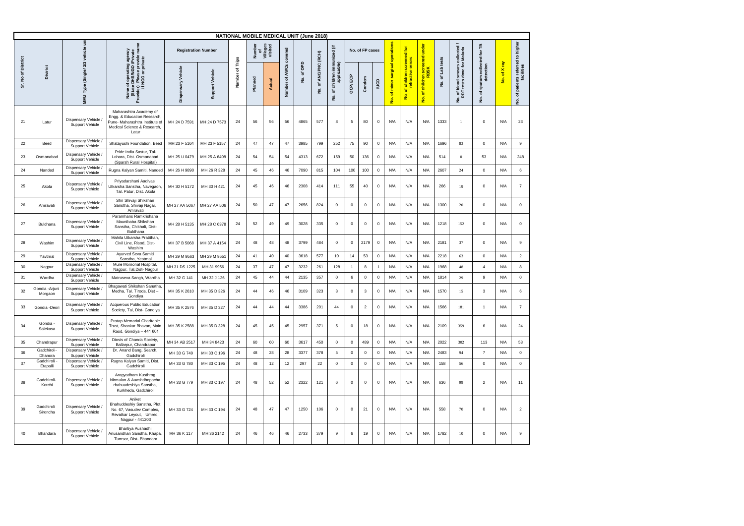# NATIONAL MOBILE MEDICAL UNIT (June 2018)

| Sr. No of District | District | MMU Type (Single/ 2/3 vehicle unit) | Name of operating agency (State DHS/NGO /Private Provider) Please provide name if NGO or private | Registration Number | | Number of Trips | Number of Villages visited | | Number of AWCs covered | No. of OPD | No. of ANC/PNC (RCH) | No. of children immunized (if applicable) | No. of FP cases | | | No. of minor surgical operations | No. of children screened for refractive errors | No. of children screened under RBSK | No. of Lab tests | No. of blood smears collected / RDT tests done for Malaria | No. of sputum collected for TB detection | No. of X ray | No. of patients referred to higher facilities |
|---|---|---|---|---|---|---|---|---|---|---|---|---|---|---|---|---|---|---|---|---|---|---|---|
| | | | | Dispensary Vehicle | Support Vehicle | | Planned | Actual | | | | | OCP/ECP | Condom | IUCD | | | | | | | | |
| 21 | Latur | Dispensary Vehicle / Support Vehicle | Maharashtra Academy of Engg. & Education Research, Pune- Maharashtra Institute of Medical Science & Research, Latur | MH 24 D 7591 | MH 24 D 7573 | 24 | 56 | 56 | 56 | 4865 | 577 | 8 | 5 | 80 | 0 | N/A | N/A | N/A | 1333 | 1 | 0 | N/A | 23 |
| 22 | Beed | Dispensary Vehicle / Support Vehicle | Shatayushi Foundation, Beed | MH 23 F 5164 | MH 23 F 5157 | 24 | 47 | 47 | 47 | 3985 | 799 | 252 | 75 | 90 | 0 | N/A | N/A | N/A | 1696 | 83 | 0 | N/A | 9 |
| 23 | Osmanabad | Dispensary Vehicle / Support Vehicle | Pride India Sastur, Tal- Lohara, Dist. Osmanabad (Sparsh Rural Hospital) | MH 25 U 0479 | MH 25 A 6408 | 24 | 54 | 54 | 54 | 4313 | 672 | 159 | 50 | 136 | 0 | N/A | N/A | N/A | 514 | 0 | 53 | N/A | 248 |
| 24 | Nanded | Dispensary Vehicle / Support Vehicle | Rugna Kalyan Samiti, Nanded | MH 26 H 9890 | MH 26 R 328 | 24 | 45 | 46 | 46 | 7090 | 815 | 104 | 100 | 100 | 0 | N/A | N/A | N/A | 2607 | 24 | 0 | N/A | 6 |
| 25 | Akola | Dispensary Vehicle / Support Vehicle | Priyadarshani Aadivasi Utkarsha Sanstha, Navegaon, Tal. Patur, Dist. Akola | MH 30 H 5172 | MH 30 H 421 | 24 | 45 | 46 | 46 | 2308 | 414 | 111 | 55 | 40 | 0 | N/A | N/A | N/A | 266 | 19 | 0 | N/A | 7 |
| 26 | Amravati | Dispensary Vehicle / Support Vehicle | Shri Shivaji Shikshan Sanstha, Shivaji Nagar, Amravati | MH 27 AA 5067 | MH 27 AA 506 | 24 | 50 | 47 | 47 | 2656 | 824 | 0 | 0 | 0 | 0 | N/A | N/A | N/A | 1300 | 20 | 0 | N/A | 0 |
| 27 | Buldhana | Dispensary Vehicle / Support Vehicle | Paramhans Ramkrishana Maunibaba Shikshan Sanstha, Chikhali, Dist- Buldhana | MH 28 H 5135 | MH 28 C 6378 | 24 | 52 | 49 | 49 | 3028 | 335 | 0 | 0 | 0 | 0 | N/A | N/A | N/A | 1218 | 152 | 0 | N/A | 0 |
| 28 | Washim | Dispensary Vehicle / Support Vehicle | Mahila Utkarsha Pratithan, Civil Line, Risod, Dist- Washim | MH 37 B 5068 | MH 37 A 4154 | 24 | 48 | 48 | 48 | 3799 | 484 | 0 | 0 | 2179 | 0 | N/A | N/A | N/A | 2181 | 37 | 0 | N/A | 9 |
| 29 | Yavtmal | Dispensary Vehicle / Support Vehicle | Ayurved Seva Samiti Sanstha, Yeotmal | MH 29 M 9563 | MH 29 M 9551 | 24 | 41 | 40 | 40 | 3618 | 577 | 10 | 14 | 53 | 0 | N/A | N/A | N/A | 2218 | 63 | 0 | N/A | 2 |
| 30 | Nagpur | Dispensary Vehicle / Support Vehicle | Mure Momorial Hospital, Nagpur, Tal.Dist- Nagpur | MH 31 DS 1225 | MH 31 9956 | 24 | 37 | 47 | 47 | 3232 | 261 | 128 | 1 | 8 | 1 | N/A | N/A | N/A | 1968 | 48 | 4 | N/A | 8 |
| 31 | Wardha | Dispensary Vehicle / Support Vehicle | Matruseva Sangh, Wardha | MH 32 G 141 | MH 32 J 126 | 24 | 45 | 44 | 44 | 2135 | 357 | 0 | 6 | 0 | 0 | N/A | N/A | N/A | 1814 | 29 | 9 | N/A | 0 |
| 32 | Gondia -Arjuni Morgaon | Dispensary Vehicle / Support Vehicle | Bhagawati Shikshan Sanatha, Medha, Tal. Tiroda, Dist – Gondiya | MH 35 K 2610 | MH 35 D 326 | 24 | 44 | 46 | 46 | 3109 | 323 | 3 | 0 | 3 | 0 | N/A | N/A | N/A | 1570 | 15 | 3 | N/A | 6 |
| 33 | Gondia -Deori | Dispensary Vehicle / Support Vehicle | Acquerous Public Education Society, Tal, Dist- Gondiya | MH 35 K 2576 | MH 35 D 327 | 24 | 44 | 44 | 44 | 3386 | 201 | 44 | 0 | 2 | 0 | N/A | N/A | N/A | 1566 | 181 | 1 | N/A | 7 |
| 34 | Gondia - Salekasa | Dispensary Vehicle / Support Vehicle | Pratap Memorial Charitable Trust, Shankar Bhavan, Main Raod, Gondiya – 441 601 | MH 35 K 2588 | MH 35 D 328 | 24 | 45 | 45 | 45 | 2957 | 371 | 5 | 0 | 18 | 0 | N/A | N/A | N/A | 2109 | 359 | 6 | N/A | 24 |
| 35 | Chandrapur | Dispensary Vehicle / Support Vehicle | Diosis of Chanda Society, Ballarpur, Chandrapur | MH 34 AB 2517 | MH 34 8423 | 24 | 60 | 60 | 60 | 3617 | 450 | 0 | 0 | 489 | 0 | N/A | N/A | N/A | 2022 | 302 | 113 | N/A | 53 |
| 36 | Gadchiroli-Dhanora | Dispensary Vehicle / Support Vehicle | Dr. Anand Bang, Search, Gadchiroli | MH 33 G 749 | MH 33 C 196 | 24 | 48 | 28 | 28 | 3377 | 378 | 5 | 0 | 0 | 0 | N/A | N/A | N/A | 2483 | 94 | 7 | N/A | 0 |
| 37 | Gadchiroli - Etapalli | Dispensary Vehicle / Support Vehicle | Rugna Kalyan Samiti, Dist. Gadchiroli | MH 33 G 780 | MH 33 C 195 | 24 | 48 | 12 | 12 | 297 | 22 | 0 | 0 | 0 | 0 | N/A | N/A | N/A | 158 | 56 | 0 | N/A | 0 |
| 38 | Gadchiroli-Korchi | Dispensary Vehicle / Support Vehicle | Arogyadham Kusthrog Nirmulan & Auashdhopacha rbahuudeshiya Sanstha, Kurkheda, Gadchiroli | MH 33 G 779 | MH 33 C 197 | 24 | 48 | 52 | 52 | 2322 | 121 | 6 | 0 | 0 | 0 | N/A | N/A | N/A | 636 | 99 | 2 | N/A | 11 |
| 39 | Gadchiroli Sironcha | Dispensary Vehicle / Support Vehicle | Aniket Bhahuddeshiy Sanstha, Plot No. 67, Vasudev Complex, Revatkar Leyout, Umred, Nagpur - 441203 | MH 33 G 724 | MH 33 C 194 | 24 | 48 | 47 | 47 | 1250 | 106 | 0 | 0 | 21 | 0 | N/A | N/A | N/A | 558 | 70 | 0 | N/A | 2 |
| 40 | Bhandara | Dispensary Vehicle / Support Vehicle | Bhartiya Aushadhi Anusandhan Sanstha, Khapa, Tumsar, Dist- Bhandara | MH 36 K 117 | MH 36 2142 | 24 | 46 | 46 | 46 | 2733 | 379 | 9 | 6 | 19 | 0 | N/A | N/A | N/A | 1782 | 10 | 0 | N/A | 9 |